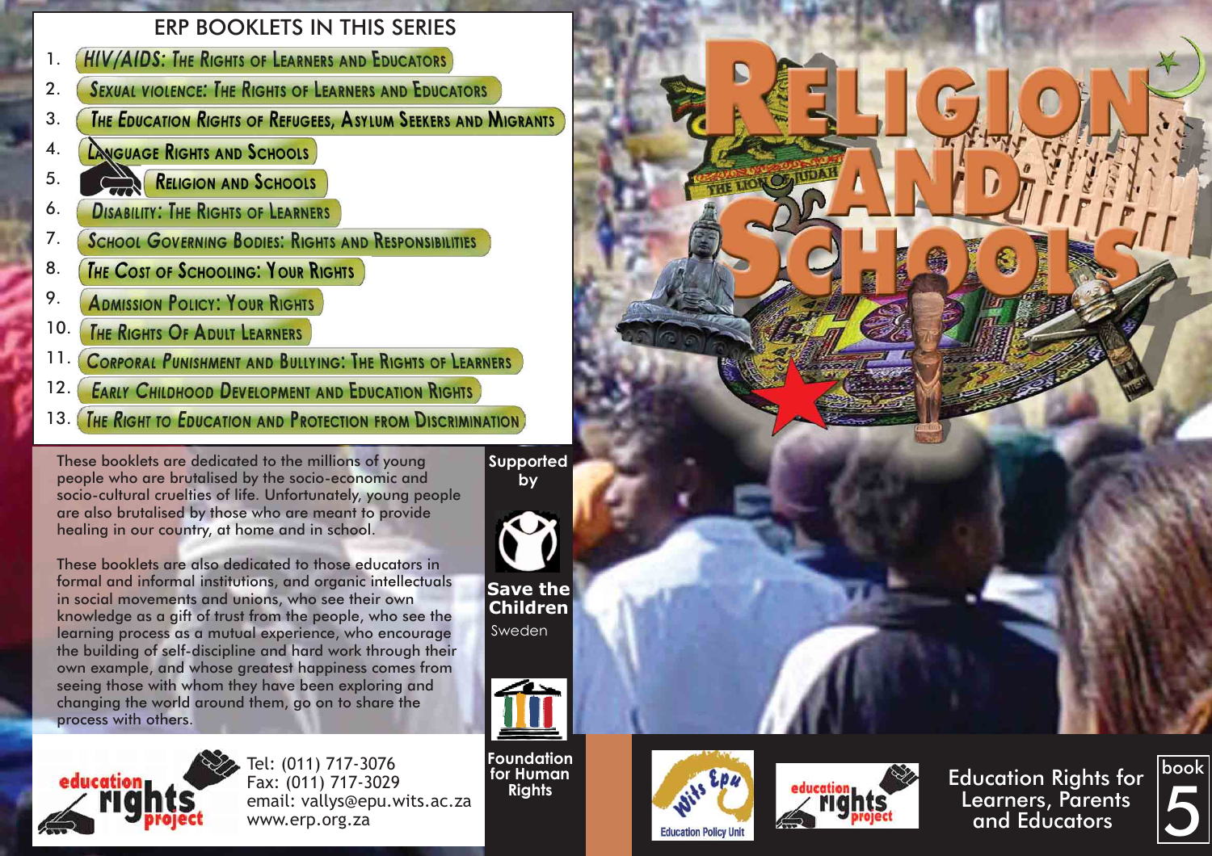## ERP BOOKLETS IN THIS SERIES

1. HIV/AIDS: The Rights of Learners and Educators
2. Sexual violence: The Rights of Learners and Educators
3. The Education Rights of Refugees, Asylum Seekers and Migrants
4. Language Rights and Schools
5. Religion and Schools
6. Disability: The Rights of Learners
7. School Governing Bodies: Rights and Responsibilities
8. The Cost of Schooling: Your Rights
9. Admission Policy: Your Rights
10. The Rights Of Adult Learners
11. Corporal Punishment and Bullying: The Rights of Learners
12. Early Childhood Development and Education Rights
13. The Right to Education and Protection from Discrimination

These booklets are dedicated to the millions of young people who are brutalised by the socio-economic and socio-cultural cruelties of life. Unfortunately, young people are also brutalised by those who are meant to provide healing in our country, at home and in school.

These booklets are also dedicated to those educators in formal and informal institutions, and organic intellectuals in social movements and unions, who see their own knowledge as a gift of trust from the people, who see the learning process as a mutual experience, who encourage the building of self-discipline and hard work through their own example, and whose greatest happiness comes from seeing those with whom they have been exploring and changing the world around them, go on to share the process with others.

Supported by

Save the Children Sweden

Foundation for Human Rights

education rights project

Tel: (011) 717-3076
Fax: (011) 717-3029
email: vallys@epu.wits.ac.za
www.erp.org.za

# Religion and Schools

Wits Epu Education Policy Unit

education rights project

Education Rights for Learners, Parents and Educators

book 5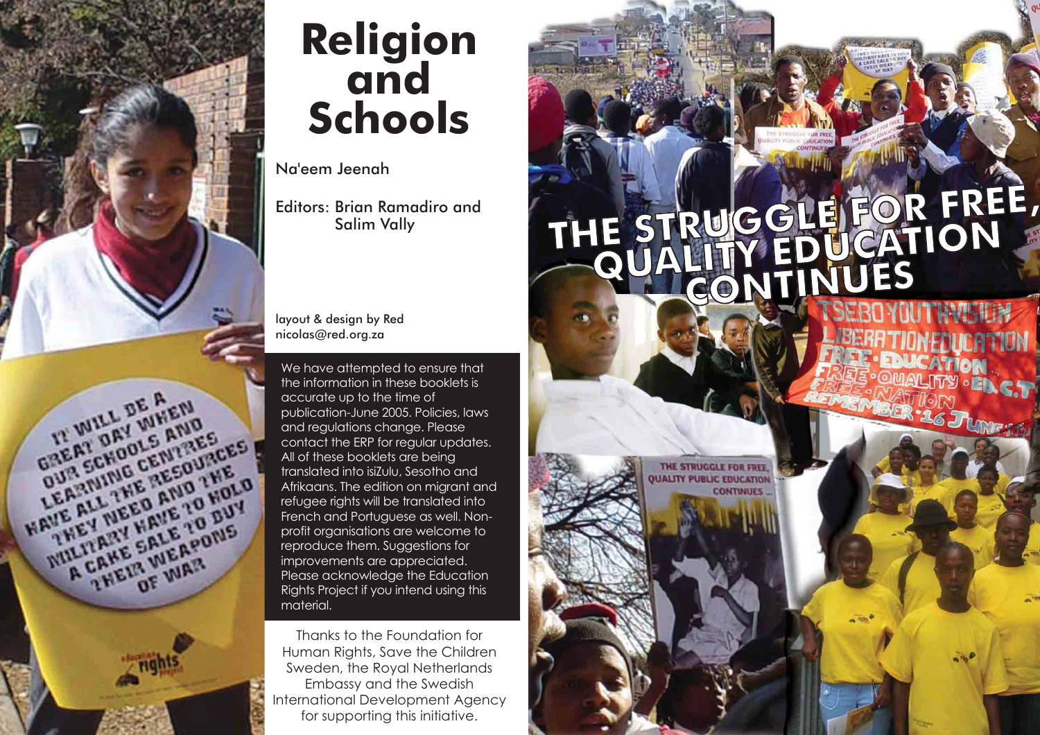# Religion and Schools

Na'eem Jeenah

Editors: Brian Ramadiro and Salim Vally

layout & design by Red
nicolas@red.org.za

We have attempted to ensure that the information in these booklets is accurate up to the time of publication-June 2005. Policies, laws and regulations change. Please contact the ERP for regular updates. All of these booklets are being translated into isiZulu, Sesotho and Afrikaans. The edition on migrant and refugee rights will be translated into French and Portuguese as well. Non-profit organisations are welcome to reproduce them. Suggestions for improvements are appreciated. Please acknowledge the Education Rights Project if you intend using this material.

Thanks to the Foundation for Human Rights, Save the Children Sweden, the Royal Netherlands Embassy and the Swedish International Development Agency for supporting this initiative.

THE STRUGGLE FOR FREE, QUALITY EDUCATION CONTINUES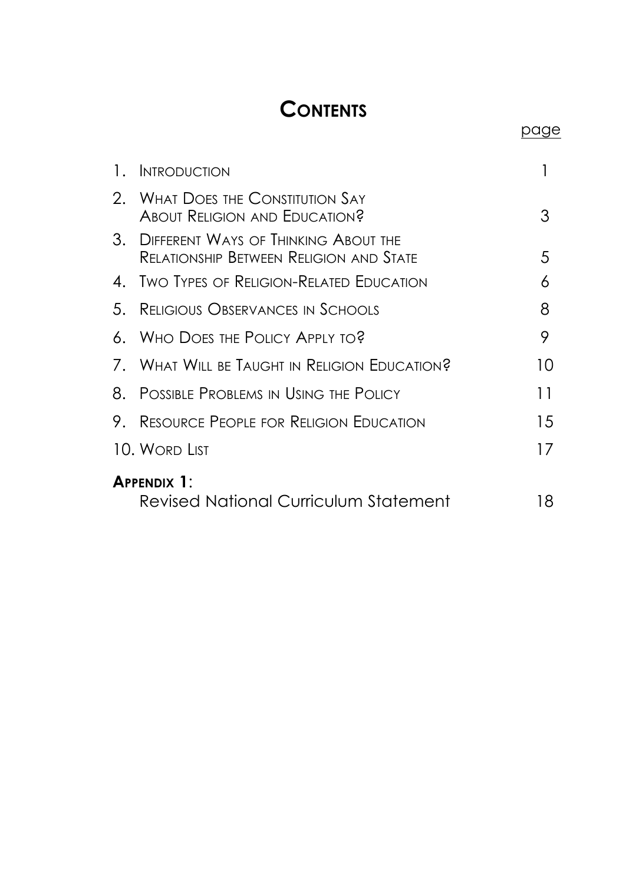# Contents

| | page |
|---|---|
| 1. Introduction | 1 |
| 2. What Does the Constitution Say About Religion and Education? | 3 |
| 3. Different Ways of Thinking About the Relationship Between Religion and State | 5 |
| 4. Two Types of Religion-Related Education | 6 |
| 5. Religious Observances in Schools | 8 |
| 6. Who Does the Policy Apply to? | 9 |
| 7. What Will be Taught in Religion Education? | 10 |
| 8. Possible Problems in Using the Policy | 11 |
| 9. Resource People for Religion Education | 15 |
| 10. Word List | 17 |
| **Appendix 1**: Revised National Curriculum Statement | 18 |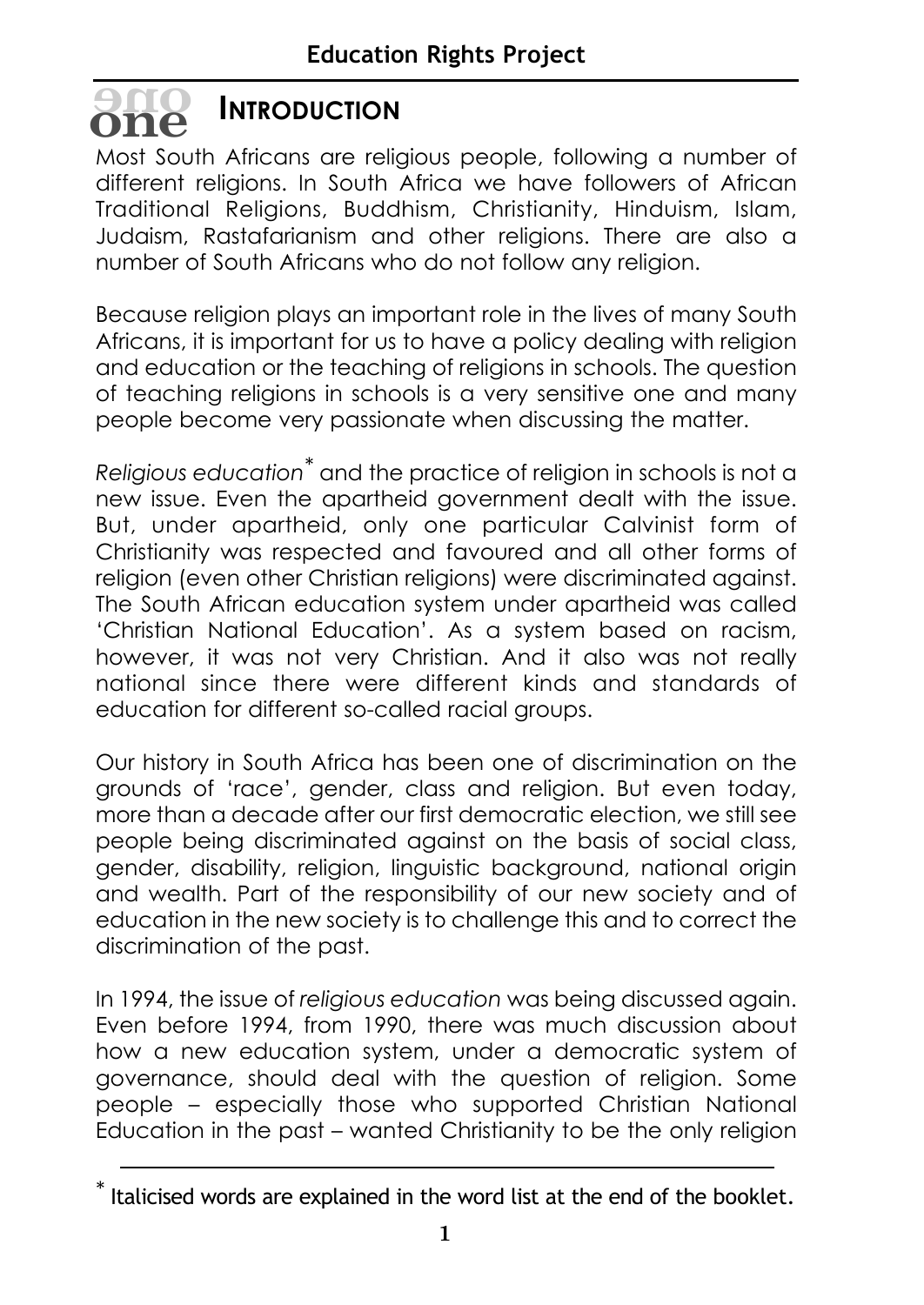# one INTRODUCTION

Most South Africans are religious people, following a number of different religions. In South Africa we have followers of African Traditional Religions, Buddhism, Christianity, Hinduism, Islam, Judaism, Rastafarianism and other religions. There are also a number of South Africans who do not follow any religion.

Because religion plays an important role in the lives of many South Africans, it is important for us to have a policy dealing with religion and education or the teaching of religions in schools. The question of teaching religions in schools is a very sensitive one and many people become very passionate when discussing the matter.

*Religious education*[*] and the practice of religion in schools is not a new issue. Even the apartheid government dealt with the issue. But, under apartheid, only one particular Calvinist form of Christianity was respected and favoured and all other forms of religion (even other Christian religions) were discriminated against. The South African education system under apartheid was called 'Christian National Education'. As a system based on racism, however, it was not very Christian. And it also was not really national since there were different kinds and standards of education for different so-called racial groups.

Our history in South Africa has been one of discrimination on the grounds of 'race', gender, class and religion. But even today, more than a decade after our first democratic election, we still see people being discriminated against on the basis of social class, gender, disability, religion, linguistic background, national origin and wealth. Part of the responsibility of our new society and of education in the new society is to challenge this and to correct the discrimination of the past.

In 1994, the issue of *religious education* was being discussed again. Even before 1994, from 1990, there was much discussion about how a new education system, under a democratic system of governance, should deal with the question of religion. Some people – especially those who supported Christian National Education in the past – wanted Christianity to be the only religion

---

[*] Italicised words are explained in the word list at the end of the booklet.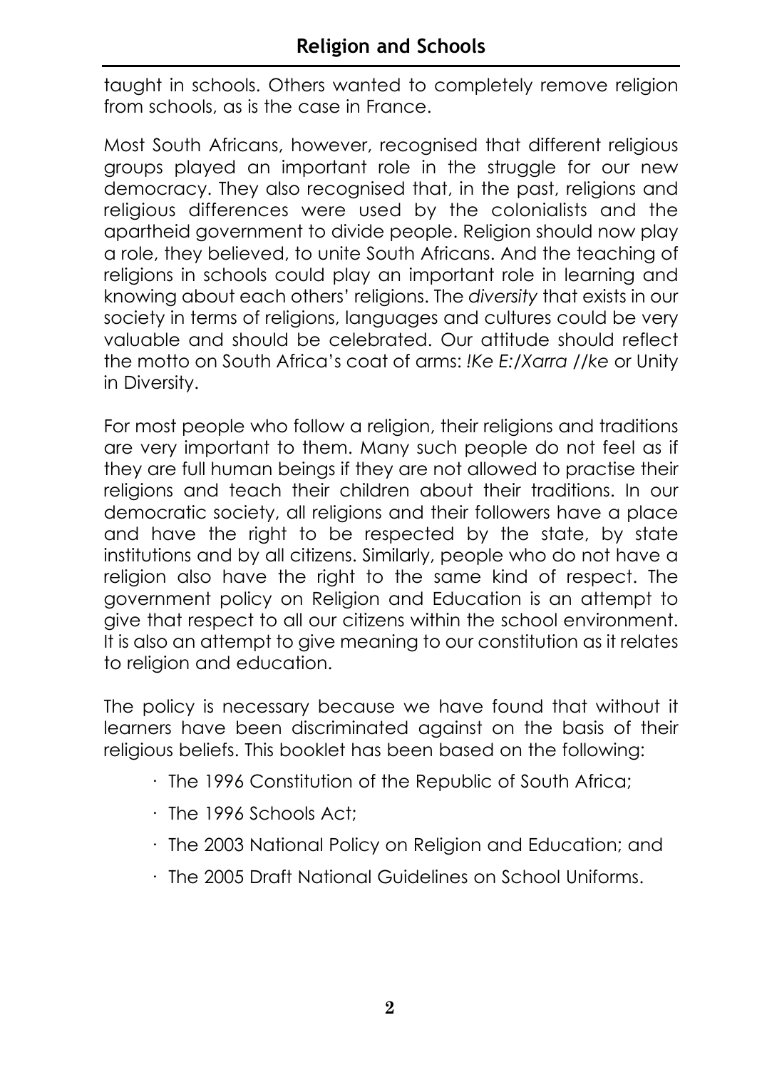taught in schools. Others wanted to completely remove religion from schools, as is the case in France.

Most South Africans, however, recognised that different religious groups played an important role in the struggle for our new democracy. They also recognised that, in the past, religions and religious differences were used by the colonialists and the apartheid government to divide people. Religion should now play a role, they believed, to unite South Africans. And the teaching of religions in schools could play an important role in learning and knowing about each others' religions. The *diversity* that exists in our society in terms of religions, languages and cultures could be very valuable and should be celebrated. Our attitude should reflect the motto on South Africa's coat of arms: *!Ke E:/Xarra //ke* or Unity in Diversity.

For most people who follow a religion, their religions and traditions are very important to them. Many such people do not feel as if they are full human beings if they are not allowed to practise their religions and teach their children about their traditions. In our democratic society, all religions and their followers have a place and have the right to be respected by the state, by state institutions and by all citizens. Similarly, people who do not have a religion also have the right to the same kind of respect. The government policy on Religion and Education is an attempt to give that respect to all our citizens within the school environment. It is also an attempt to give meaning to our constitution as it relates to religion and education.

The policy is necessary because we have found that without it learners have been discriminated against on the basis of their religious beliefs. This booklet has been based on the following:

- The 1996 Constitution of the Republic of South Africa;
- The 1996 Schools Act;
- The 2003 National Policy on Religion and Education; and
- The 2005 Draft National Guidelines on School Uniforms.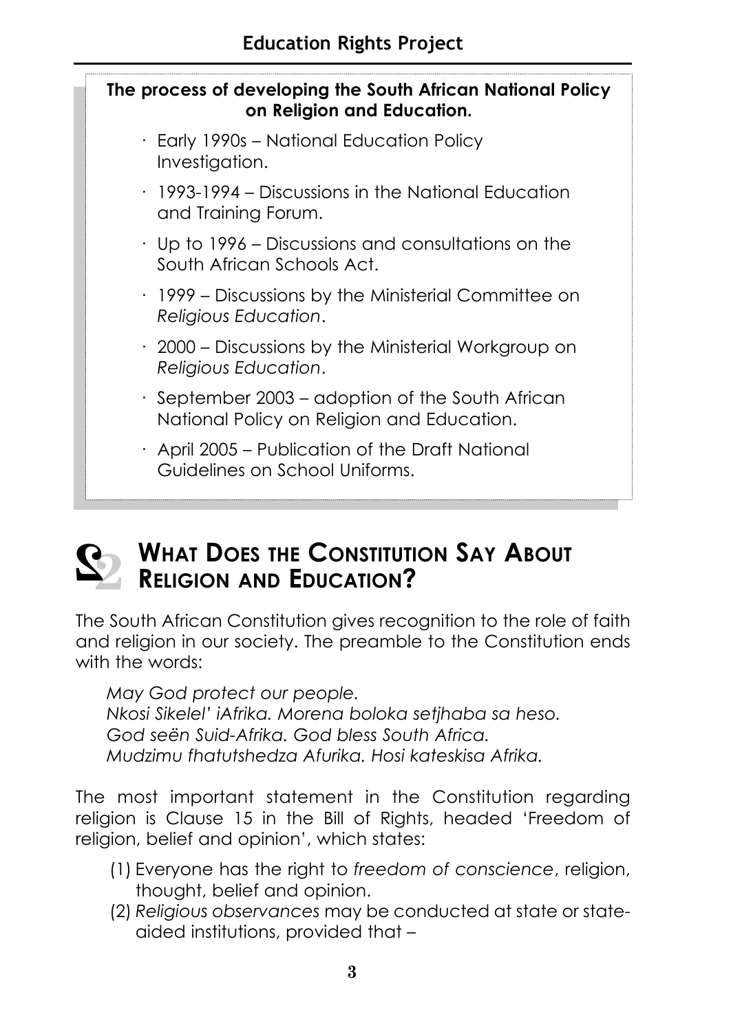**The process of developing the South African National Policy on Religion and Education.**

- Early 1990s – National Education Policy Investigation.
- 1993-1994 – Discussions in the National Education and Training Forum.
- Up to 1996 – Discussions and consultations on the South African Schools Act.
- 1999 – Discussions by the Ministerial Committee on *Religious Education*.
- 2000 – Discussions by the Ministerial Workgroup on *Religious Education*.
- September 2003 – adoption of the South African National Policy on Religion and Education.
- April 2005 – Publication of the Draft National Guidelines on School Uniforms.

## 2 What Does the Constitution Say About Religion and Education?

The South African Constitution gives recognition to the role of faith and religion in our society. The preamble to the Constitution ends with the words:

> *May God protect our people.*
> *Nkosi Sikelel' iAfrika. Morena boloka setjhaba sa heso.*
> *God seën Suid-Afrika. God bless South Africa.*
> *Mudzimu fhatutshedza Afurika. Hosi kateskisa Afrika.*

The most important statement in the Constitution regarding religion is Clause 15 in the Bill of Rights, headed 'Freedom of religion, belief and opinion', which states:

(1) Everyone has the right to *freedom of conscience*, religion, thought, belief and opinion.
(2) *Religious observances* may be conducted at state or state-aided institutions, provided that –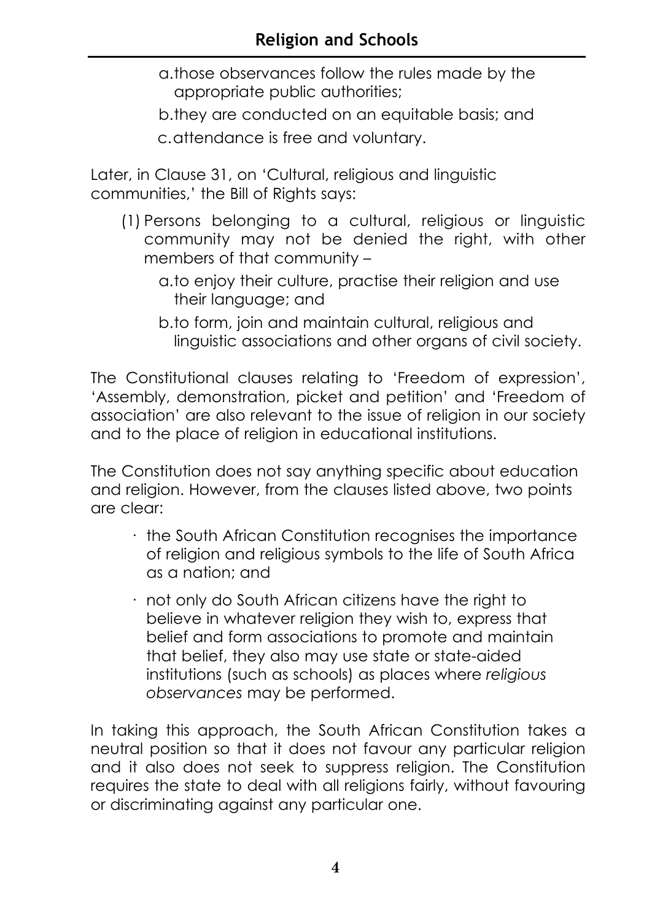a. those observances follow the rules made by the appropriate public authorities;

b. they are conducted on an equitable basis; and

c. attendance is free and voluntary.

Later, in Clause 31, on 'Cultural, religious and linguistic communities,' the Bill of Rights says:

(1) Persons belonging to a cultural, religious or linguistic community may not be denied the right, with other members of that community –

a. to enjoy their culture, practise their religion and use their language; and

b. to form, join and maintain cultural, religious and linguistic associations and other organs of civil society.

The Constitutional clauses relating to 'Freedom of expression', 'Assembly, demonstration, picket and petition' and 'Freedom of association' are also relevant to the issue of religion in our society and to the place of religion in educational institutions.

The Constitution does not say anything specific about education and religion. However, from the clauses listed above, two points are clear:

- the South African Constitution recognises the importance of religion and religious symbols to the life of South Africa as a nation; and
- not only do South African citizens have the right to believe in whatever religion they wish to, express that belief and form associations to promote and maintain that belief, they also may use state or state-aided institutions (such as schools) as places where *religious observances* may be performed.

In taking this approach, the South African Constitution takes a neutral position so that it does not favour any particular religion and it also does not seek to suppress religion. The Constitution requires the state to deal with all religions fairly, without favouring or discriminating against any particular one.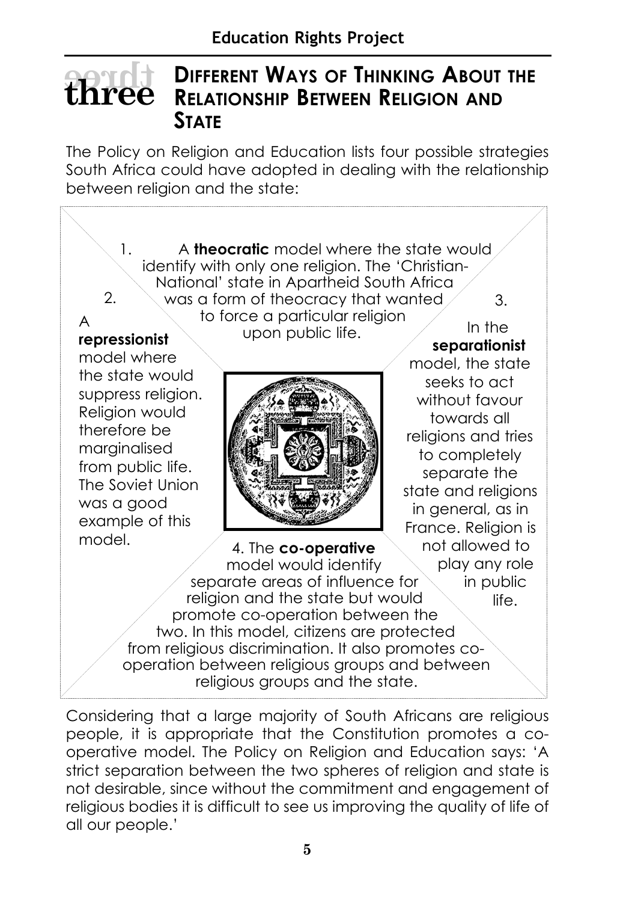## three DIFFERENT WAYS OF THINKING ABOUT THE RELATIONSHIP BETWEEN RELIGION AND STATE

The Policy on Religion and Education lists four possible strategies South Africa could have adopted in dealing with the relationship between religion and the state:

1. A **theocratic** model where the state would identify with only one religion. The 'Christian-National' state in Apartheid South Africa was a form of theocracy that wanted to force a particular religion upon public life.

2. A **repressionist** model where the state would suppress religion. Religion would therefore be marginalised from public life. The Soviet Union was a good example of this model.

3. In the **separationist** model, the state seeks to act without favour towards all religions and tries to completely separate the state and religions in general, as in France. Religion is not allowed to play any role in public life.

4. The **co-operative** model would identify separate areas of influence for religion and the state but would promote co-operation between the two. In this model, citizens are protected from religious discrimination. It also promotes co-operation between religious groups and between religious groups and the state.

Considering that a large majority of South Africans are religious people, it is appropriate that the Constitution promotes a co-operative model. The Policy on Religion and Education says: 'A strict separation between the two spheres of religion and state is not desirable, since without the commitment and engagement of religious bodies it is difficult to see us improving the quality of life of all our people.'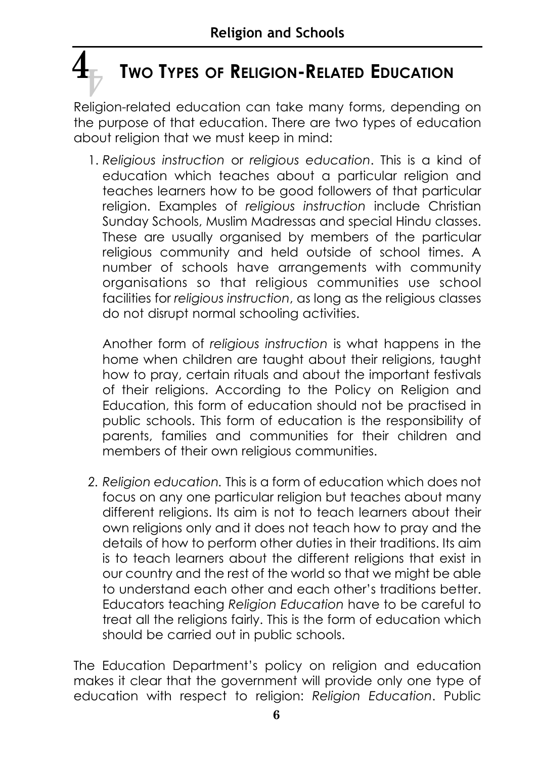# 4 Two Types of Religion-Related Education

Religion-related education can take many forms, depending on the purpose of that education. There are two types of education about religion that we must keep in mind:

1. *Religious instruction* or *religious education*. This is a kind of education which teaches about a particular religion and teaches learners how to be good followers of that particular religion. Examples of *religious instruction* include Christian Sunday Schools, Muslim Madressas and special Hindu classes. These are usually organised by members of the particular religious community and held outside of school times. A number of schools have arrangements with community organisations so that religious communities use school facilities for *religious instruction*, as long as the religious classes do not disrupt normal schooling activities.

   Another form of *religious instruction* is what happens in the home when children are taught about their religions, taught how to pray, certain rituals and about the important festivals of their religions. According to the Policy on Religion and Education, this form of education should not be practised in public schools. This form of education is the responsibility of parents, families and communities for their children and members of their own religious communities.

2. *Religion education.* This is a form of education which does not focus on any one particular religion but teaches about many different religions. Its aim is not to teach learners about their own religions only and it does not teach how to pray and the details of how to perform other duties in their traditions. Its aim is to teach learners about the different religions that exist in our country and the rest of the world so that we might be able to understand each other and each other's traditions better. Educators teaching *Religion Education* have to be careful to treat all the religions fairly. This is the form of education which should be carried out in public schools.

The Education Department's policy on religion and education makes it clear that the government will provide only one type of education with respect to religion: *Religion Education*. Public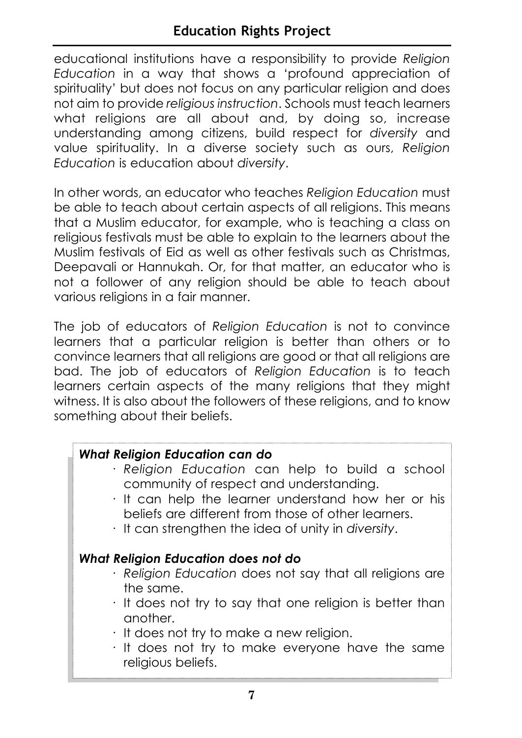educational institutions have a responsibility to provide *Religion Education* in a way that shows a 'profound appreciation of spirituality' but does not focus on any particular religion and does not aim to provide *religious instruction*. Schools must teach learners what religions are all about and, by doing so, increase understanding among citizens, build respect for *diversity* and value spirituality. In a diverse society such as ours, *Religion Education* is education about *diversity*.

In other words, an educator who teaches *Religion Education* must be able to teach about certain aspects of all religions. This means that a Muslim educator, for example, who is teaching a class on religious festivals must be able to explain to the learners about the Muslim festivals of Eid as well as other festivals such as Christmas, Deepavali or Hannukah. Or, for that matter, an educator who is not a follower of any religion should be able to teach about various religions in a fair manner.

The job of educators of *Religion Education* is not to convince learners that a particular religion is better than others or to convince learners that all religions are good or that all religions are bad. The job of educators of *Religion Education* is to teach learners certain aspects of the many religions that they might witness. It is also about the followers of these religions, and to know something about their beliefs.

***What Religion Education can do***

- *Religion Education* can help to build a school community of respect and understanding.
- It can help the learner understand how her or his beliefs are different from those of other learners.
- It can strengthen the idea of unity in *diversity*.

***What Religion Education does not do***

- *Religion Education* does not say that all religions are the same.
- It does not try to say that one religion is better than another.
- It does not try to make a new religion.
- It does not try to make everyone have the same religious beliefs.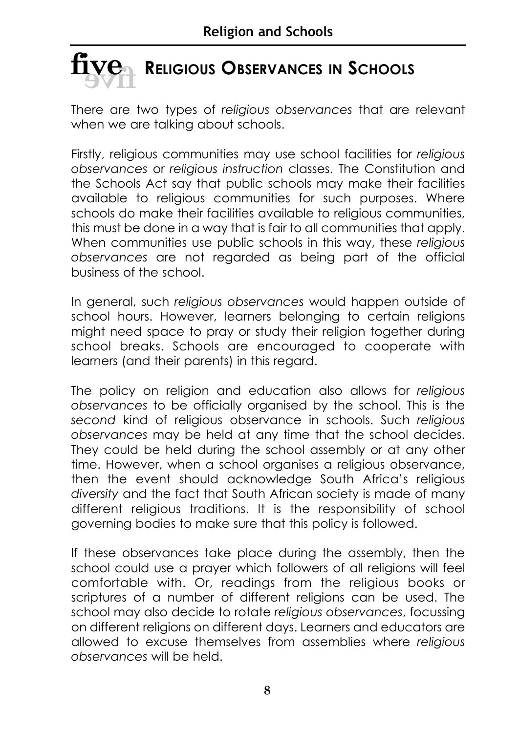# five Religious Observances in Schools

There are two types of *religious observances* that are relevant when we are talking about schools.

Firstly, religious communities may use school facilities for *religious observances* or *religious instruction* classes. The Constitution and the Schools Act say that public schools may make their facilities available to religious communities for such purposes. Where schools do make their facilities available to religious communities, this must be done in a way that is fair to all communities that apply. When communities use public schools in this way, these *religious observances* are not regarded as being part of the official business of the school.

In general, such *religious observances* would happen outside of school hours. However, learners belonging to certain religions might need space to pray or study their religion together during school breaks. Schools are encouraged to cooperate with learners (and their parents) in this regard.

The policy on religion and education also allows for *religious observances* to be officially organised by the school. This is the *second* kind of religious observance in schools. Such *religious observances* may be held at any time that the school decides. They could be held during the school assembly or at any other time. However, when a school organises a religious observance, then the event should acknowledge South Africa's religious *diversity* and the fact that South African society is made of many different religious traditions. It is the responsibility of school governing bodies to make sure that this policy is followed.

If these observances take place during the assembly, then the school could use a prayer which followers of all religions will feel comfortable with. Or, readings from the religious books or scriptures of a number of different religions can be used. The school may also decide to rotate *religious observances*, focussing on different religions on different days. Learners and educators are allowed to excuse themselves from assemblies where *religious observances* will be held.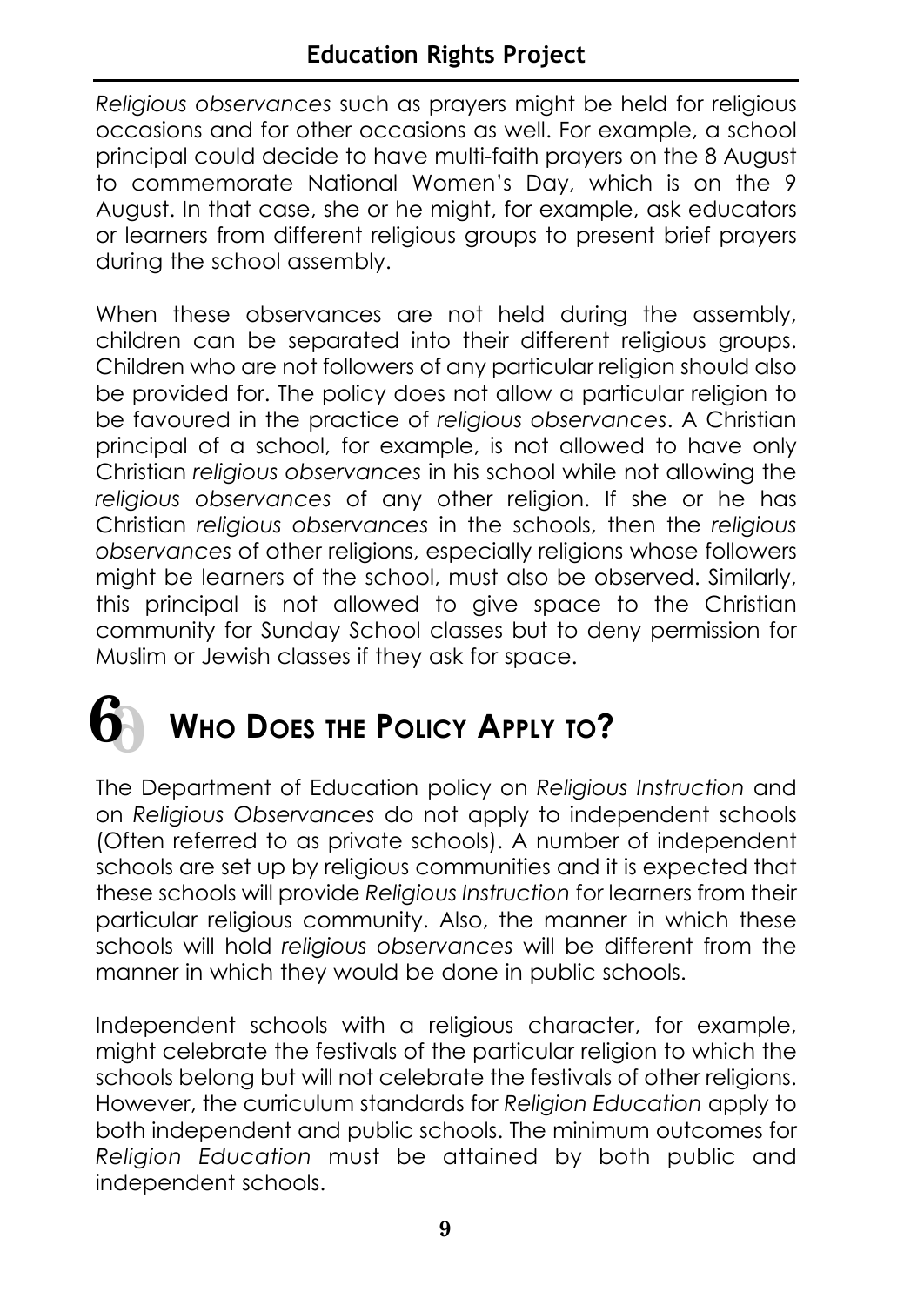*Religious observances* such as prayers might be held for religious occasions and for other occasions as well. For example, a school principal could decide to have multi-faith prayers on the 8 August to commemorate National Women's Day, which is on the 9 August. In that case, she or he might, for example, ask educators or learners from different religious groups to present brief prayers during the school assembly.

When these observances are not held during the assembly, children can be separated into their different religious groups. Children who are not followers of any particular religion should also be provided for. The policy does not allow a particular religion to be favoured in the practice of *religious observances*. A Christian principal of a school, for example, is not allowed to have only Christian *religious observances* in his school while not allowing the *religious observances* of any other religion. If she or he has Christian *religious observances* in the schools, then the *religious observances* of other religions, especially religions whose followers might be learners of the school, must also be observed. Similarly, this principal is not allowed to give space to the Christian community for Sunday School classes but to deny permission for Muslim or Jewish classes if they ask for space.

## 6 Who Does the Policy Apply to?

The Department of Education policy on *Religious Instruction* and on *Religious Observances* do not apply to independent schools (Often referred to as private schools). A number of independent schools are set up by religious communities and it is expected that these schools will provide *Religious Instruction* for learners from their particular religious community. Also, the manner in which these schools will hold *religious observances* will be different from the manner in which they would be done in public schools.

Independent schools with a religious character, for example, might celebrate the festivals of the particular religion to which the schools belong but will not celebrate the festivals of other religions. However, the curriculum standards for *Religion Education* apply to both independent and public schools. The minimum outcomes for *Religion Education* must be attained by both public and independent schools.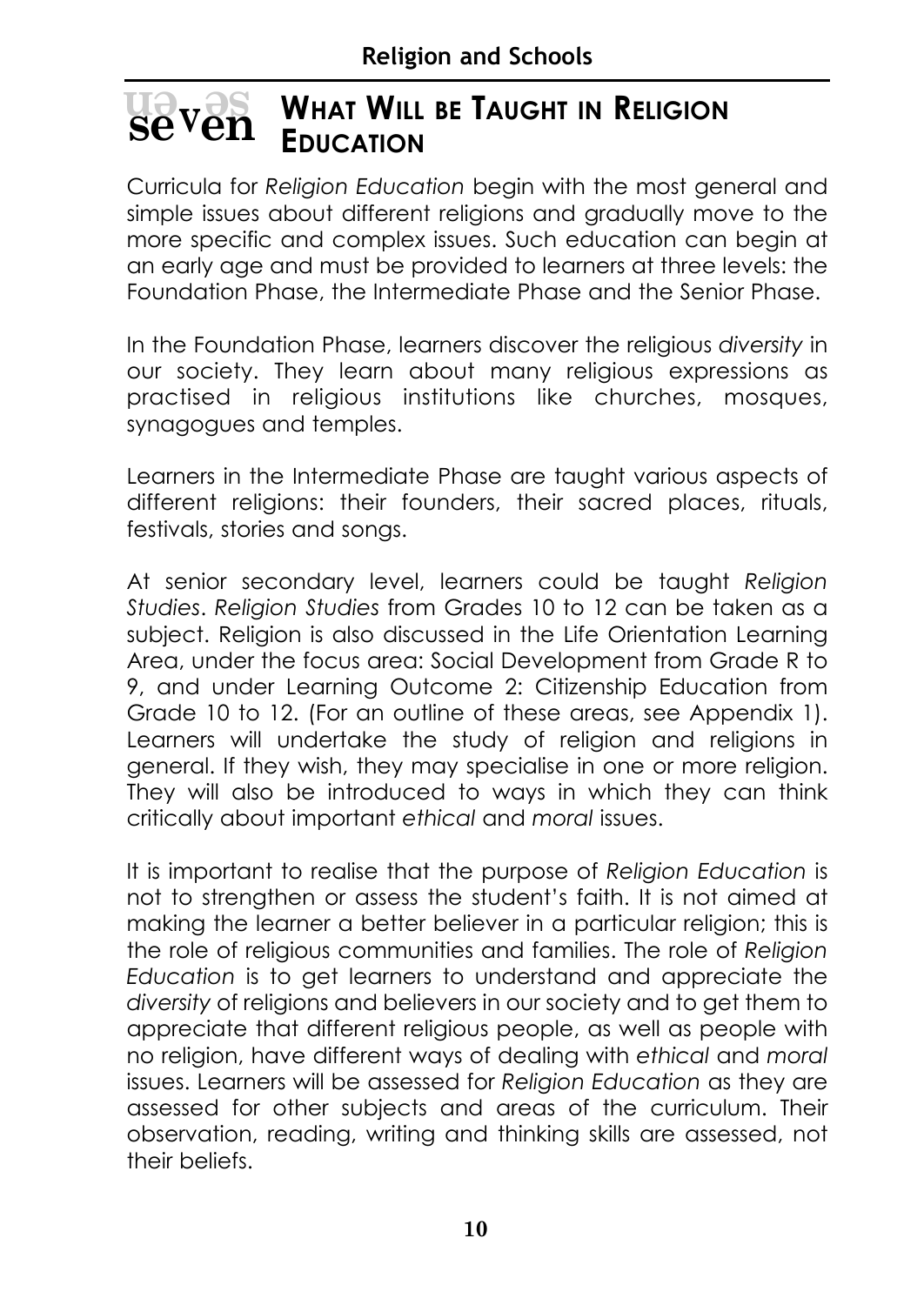## seven WHAT WILL BE TAUGHT IN RELIGION EDUCATION

Curricula for *Religion Education* begin with the most general and simple issues about different religions and gradually move to the more specific and complex issues. Such education can begin at an early age and must be provided to learners at three levels: the Foundation Phase, the Intermediate Phase and the Senior Phase.

In the Foundation Phase, learners discover the religious *diversity* in our society. They learn about many religious expressions as practised in religious institutions like churches, mosques, synagogues and temples.

Learners in the Intermediate Phase are taught various aspects of different religions: their founders, their sacred places, rituals, festivals, stories and songs.

At senior secondary level, learners could be taught *Religion Studies*. *Religion Studies* from Grades 10 to 12 can be taken as a subject. Religion is also discussed in the Life Orientation Learning Area, under the focus area: Social Development from Grade R to 9, and under Learning Outcome 2: Citizenship Education from Grade 10 to 12. (For an outline of these areas, see Appendix 1). Learners will undertake the study of religion and religions in general. If they wish, they may specialise in one or more religion. They will also be introduced to ways in which they can think critically about important *ethical* and *moral* issues.

It is important to realise that the purpose of *Religion Education* is not to strengthen or assess the student's faith. It is not aimed at making the learner a better believer in a particular religion; this is the role of religious communities and families. The role of *Religion Education* is to get learners to understand and appreciate the *diversity* of religions and believers in our society and to get them to appreciate that different religious people, as well as people with no religion, have different ways of dealing with *ethical* and *moral* issues. Learners will be assessed for *Religion Education* as they are assessed for other subjects and areas of the curriculum. Their observation, reading, writing and thinking skills are assessed, not their beliefs.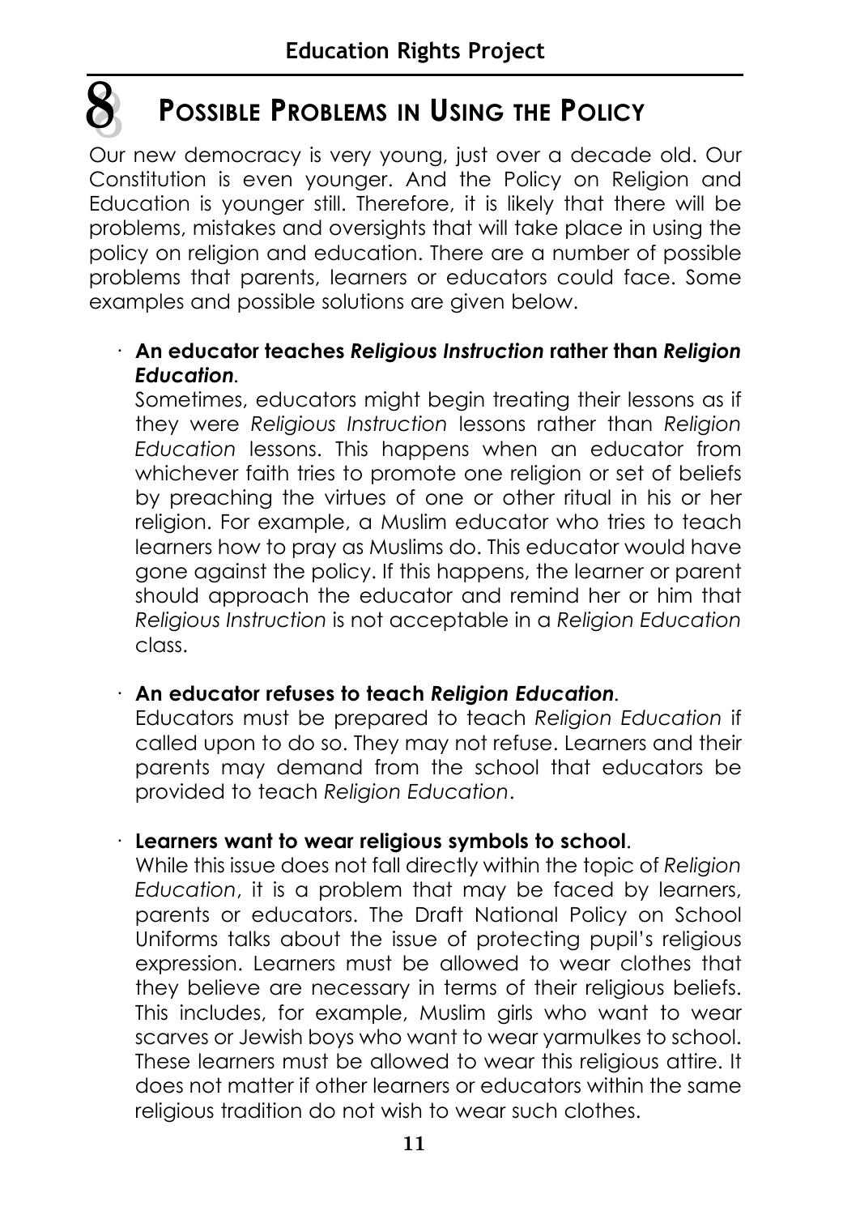# 8 POSSIBLE PROBLEMS IN USING THE POLICY

Our new democracy is very young, just over a decade old. Our Constitution is even younger. And the Policy on Religion and Education is younger still. Therefore, it is likely that there will be problems, mistakes and oversights that will take place in using the policy on religion and education. There are a number of possible problems that parents, learners or educators could face. Some examples and possible solutions are given below.

- **An educator teaches *Religious Instruction* rather than *Religion Education*.**
  Sometimes, educators might begin treating their lessons as if they were *Religious Instruction* lessons rather than *Religion Education* lessons. This happens when an educator from whichever faith tries to promote one religion or set of beliefs by preaching the virtues of one or other ritual in his or her religion. For example, a Muslim educator who tries to teach learners how to pray as Muslims do. This educator would have gone against the policy. If this happens, the learner or parent should approach the educator and remind her or him that *Religious Instruction* is not acceptable in a *Religion Education* class.

- **An educator refuses to teach *Religion Education*.**
  Educators must be prepared to teach *Religion Education* if called upon to do so. They may not refuse. Learners and their parents may demand from the school that educators be provided to teach *Religion Education*.

- **Learners want to wear religious symbols to school.**
  While this issue does not fall directly within the topic of *Religion Education*, it is a problem that may be faced by learners, parents or educators. The Draft National Policy on School Uniforms talks about the issue of protecting pupil's religious expression. Learners must be allowed to wear clothes that they believe are necessary in terms of their religious beliefs. This includes, for example, Muslim girls who want to wear scarves or Jewish boys who want to wear yarmulkes to school. These learners must be allowed to wear this religious attire. It does not matter if other learners or educators within the same religious tradition do not wish to wear such clothes.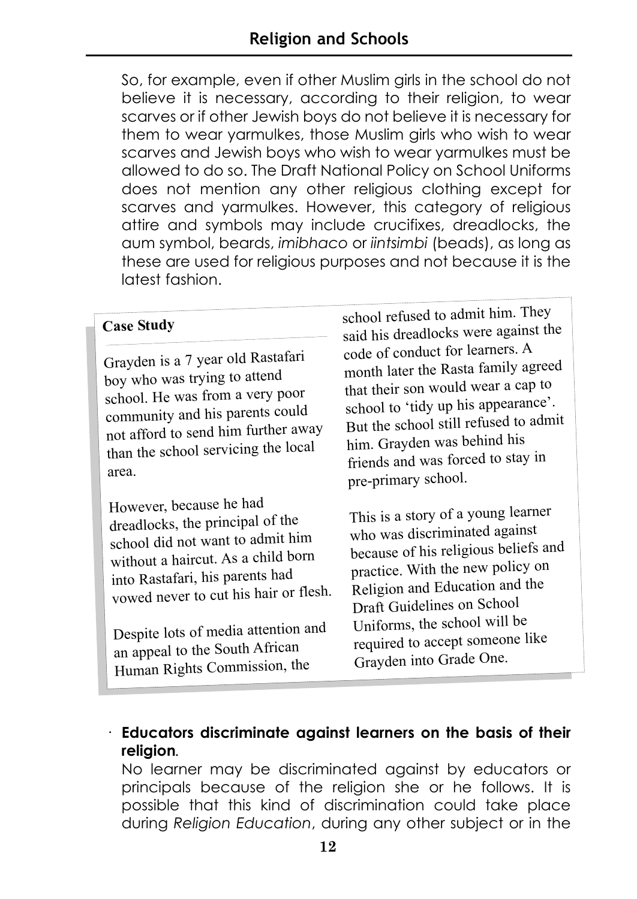So, for example, even if other Muslim girls in the school do not believe it is necessary, according to their religion, to wear scarves or if other Jewish boys do not believe it is necessary for them to wear yarmulkes, those Muslim girls who wish to wear scarves and Jewish boys who wish to wear yarmulkes must be allowed to do so. The Draft National Policy on School Uniforms does not mention any other religious clothing except for scarves and yarmulkes. However, this category of religious attire and symbols may include crucifixes, dreadlocks, the aum symbol, beards, *imibhaco* or *iintsimbi* (beads), as long as these are used for religious purposes and not because it is the latest fashion.

> **Case Study**
>
> Grayden is a 7 year old Rastafari boy who was trying to attend school. He was from a very poor community and his parents could not afford to send him further away than the school servicing the local area.
>
> However, because he had dreadlocks, the principal of the school did not want to admit him without a haircut. As a child born into Rastafari, his parents had vowed never to cut his hair or flesh.
>
> Despite lots of media attention and an appeal to the South African Human Rights Commission, the school refused to admit him. They said his dreadlocks were against the code of conduct for learners. A month later the Rasta family agreed that their son would wear a cap to school to 'tidy up his appearance'. But the school still refused to admit him. Grayden was behind his friends and was forced to stay in pre-primary school.
>
> This is a story of a young learner who was discriminated against because of his religious beliefs and practice. With the new policy on Religion and Education and the Draft Guidelines on School Uniforms, the school will be required to accept someone like Grayden into Grade One.

- **Educators discriminate against learners on the basis of their religion.**
  No learner may be discriminated against by educators or principals because of the religion she or he follows. It is possible that this kind of discrimination could take place during *Religion Education*, during any other subject or in the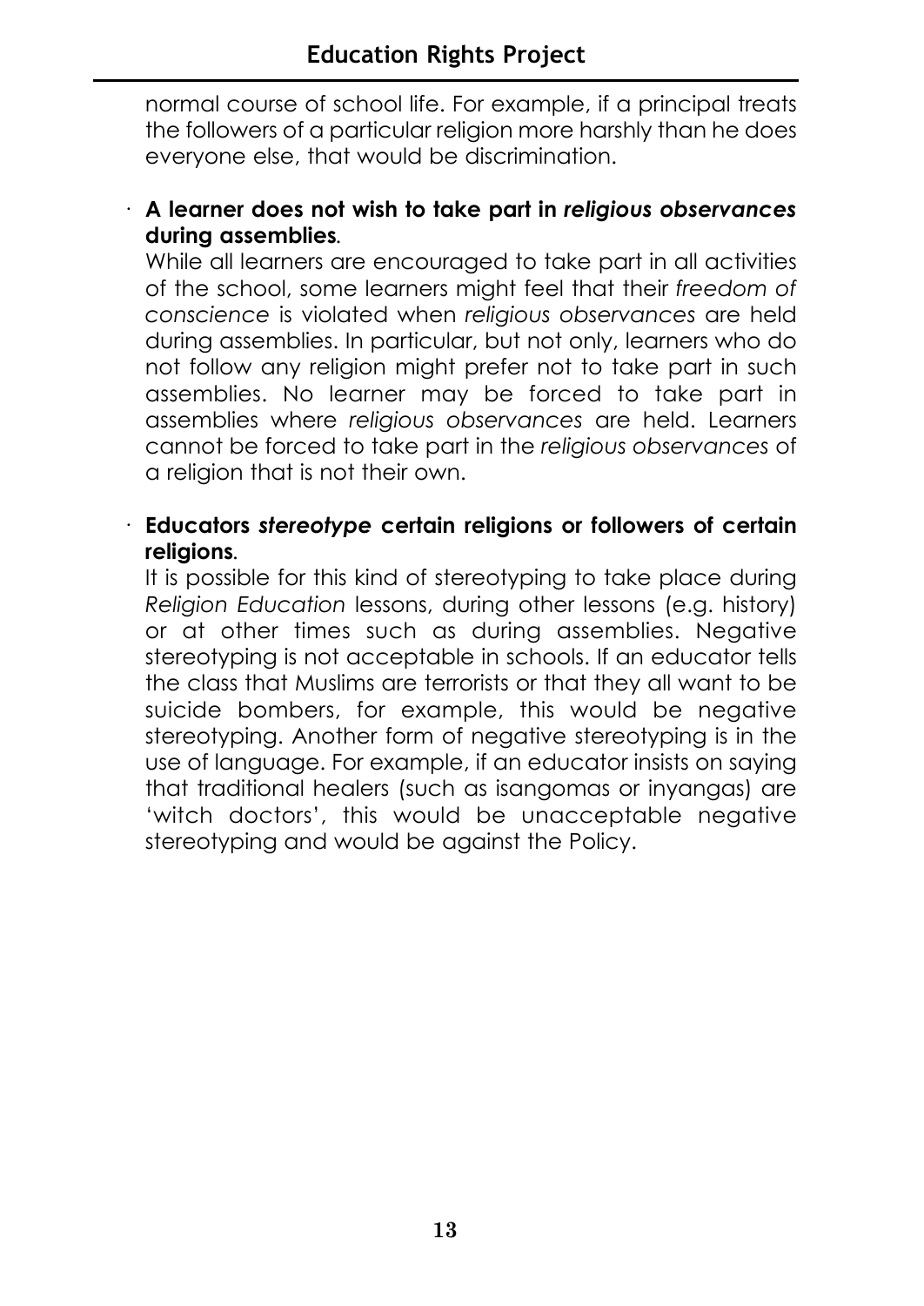normal course of school life. For example, if a principal treats the followers of a particular religion more harshly than he does everyone else, that would be discrimination.

- **A learner does not wish to take part in *religious observances* during assemblies.**

  While all learners are encouraged to take part in all activities of the school, some learners might feel that their *freedom of conscience* is violated when *religious observances* are held during assemblies. In particular, but not only, learners who do not follow any religion might prefer not to take part in such assemblies. No learner may be forced to take part in assemblies where *religious observances* are held. Learners cannot be forced to take part in the *religious observances* of a religion that is not their own.

- **Educators *stereotype* certain religions or followers of certain religions.**

  It is possible for this kind of stereotyping to take place during *Religion Education* lessons, during other lessons (e.g. history) or at other times such as during assemblies. Negative stereotyping is not acceptable in schools. If an educator tells the class that Muslims are terrorists or that they all want to be suicide bombers, for example, this would be negative stereotyping. Another form of negative stereotyping is in the use of language. For example, if an educator insists on saying that traditional healers (such as isangomas or inyangas) are 'witch doctors', this would be unacceptable negative stereotyping and would be against the Policy.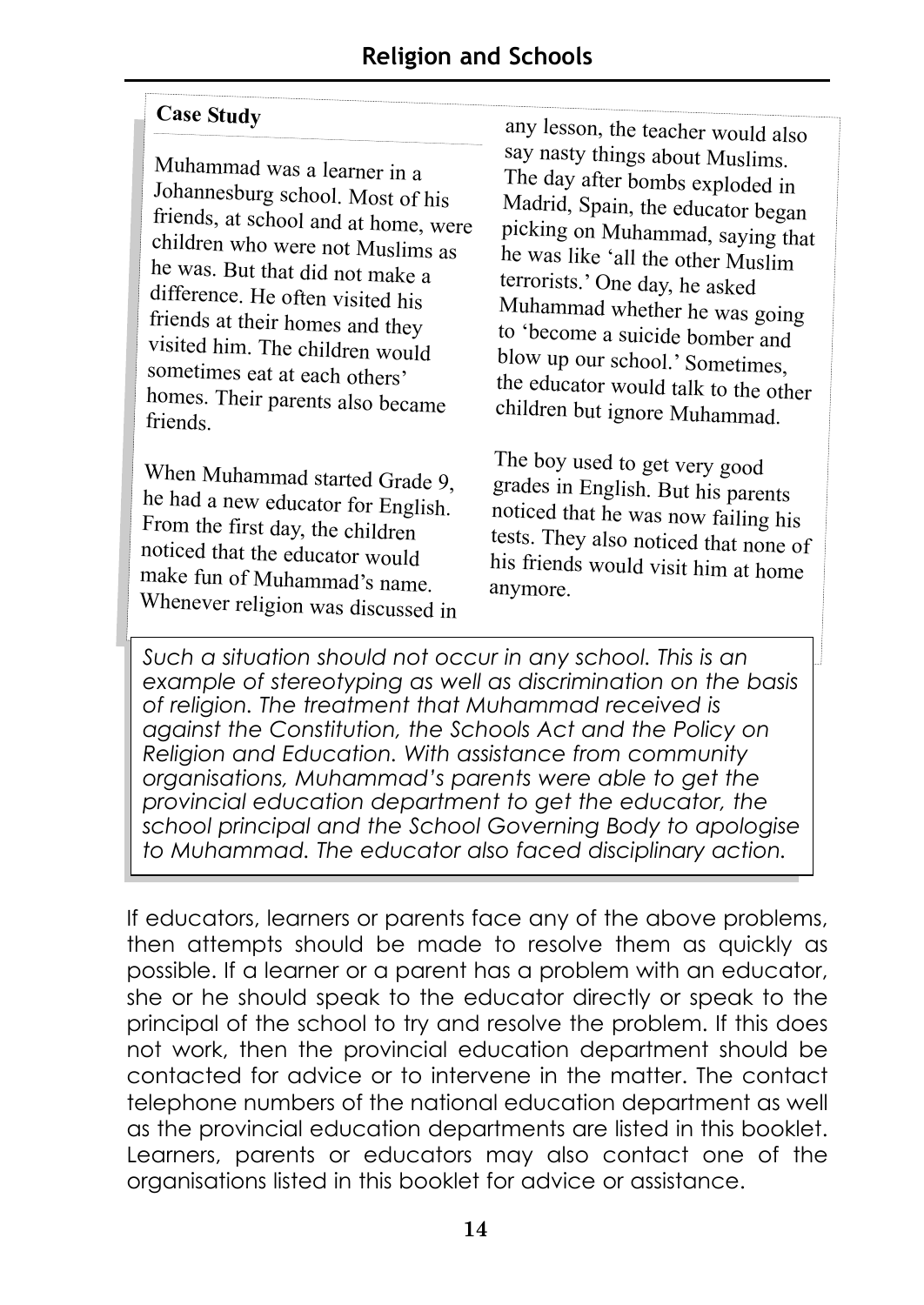### Case Study

Muhammad was a learner in a Johannesburg school. Most of his friends, at school and at home, were children who were not Muslims as he was. But that did not make a difference. He often visited his friends at their homes and they visited him. The children would sometimes eat at each others' homes. Their parents also became friends.

When Muhammad started Grade 9, he had a new educator for English. From the first day, the children noticed that the educator would make fun of Muhammad's name. Whenever religion was discussed in any lesson, the teacher would also say nasty things about Muslims. The day after bombs exploded in Madrid, Spain, the educator began picking on Muhammad, saying that he was like 'all the other Muslim terrorists.' One day, he asked Muhammad whether he was going to 'become a suicide bomber and blow up our school.' Sometimes, the educator would talk to the other children but ignore Muhammad.

The boy used to get very good grades in English. But his parents noticed that he was now failing his tests. They also noticed that none of his friends would visit him at home anymore.

*Such a situation should not occur in any school. This is an example of stereotyping as well as discrimination on the basis of religion. The treatment that Muhammad received is against the Constitution, the Schools Act and the Policy on Religion and Education. With assistance from community organisations, Muhammad's parents were able to get the provincial education department to get the educator, the school principal and the School Governing Body to apologise to Muhammad. The educator also faced disciplinary action.*

If educators, learners or parents face any of the above problems, then attempts should be made to resolve them as quickly as possible. If a learner or a parent has a problem with an educator, she or he should speak to the educator directly or speak to the principal of the school to try and resolve the problem. If this does not work, then the provincial education department should be contacted for advice or to intervene in the matter. The contact telephone numbers of the national education department as well as the provincial education departments are listed in this booklet. Learners, parents or educators may also contact one of the organisations listed in this booklet for advice or assistance.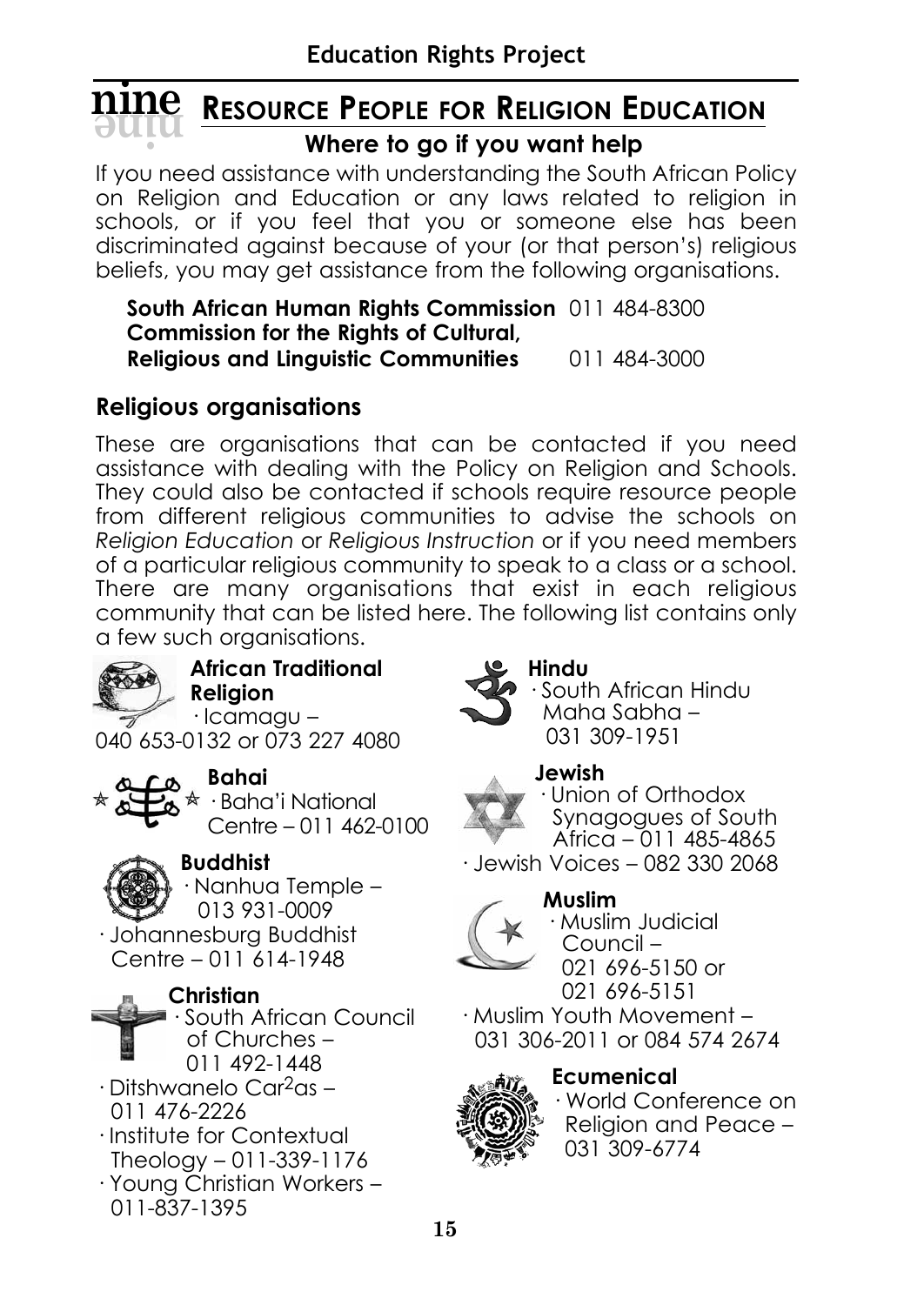# nine RESOURCE PEOPLE FOR RELIGION EDUCATION

## Where to go if you want help

If you need assistance with understanding the South African Policy on Religion and Education or any laws related to religion in schools, or if you feel that you or someone else has been discriminated against because of your (or that person's) religious beliefs, you may get assistance from the following organisations.

**South African Human Rights Commission** 011 484-8300
**Commission for the Rights of Cultural, Religious and Linguistic Communities** 011 484-3000

### Religious organisations

These are organisations that can be contacted if you need assistance with dealing with the Policy on Religion and Schools. They could also be contacted if schools require resource people from different religious communities to advise the schools on *Religion Education* or *Religious Instruction* or if you need members of a particular religious community to speak to a class or a school. There are many organisations that exist in each religious community that can be listed here. The following list contains only a few such organisations.

**African Traditional Religion**
- Icamagu – 040 653-0132 or 073 227 4080

**Bahai**
- Baha'i National Centre – 011 462-0100

**Buddhist**
- Nanhua Temple – 013 931-0009
- Johannesburg Buddhist Centre – 011 614-1948

**Christian**
- South African Council of Churches – 011 492-1448
- Ditshwanelo Car2as – 011 476-2226
- Institute for Contextual Theology – 011-339-1176
- Young Christian Workers – 011-837-1395

**Hindu**
- South African Hindu Maha Sabha – 031 309-1951

**Jewish**
- Union of Orthodox Synagogues of South Africa – 011 485-4865
- Jewish Voices – 082 330 2068

**Muslim**
- Muslim Judicial Council – 021 696-5150 or 021 696-5151
- Muslim Youth Movement – 031 306-2011 or 084 574 2674

**Ecumenical**
- World Conference on Religion and Peace – 031 309-6774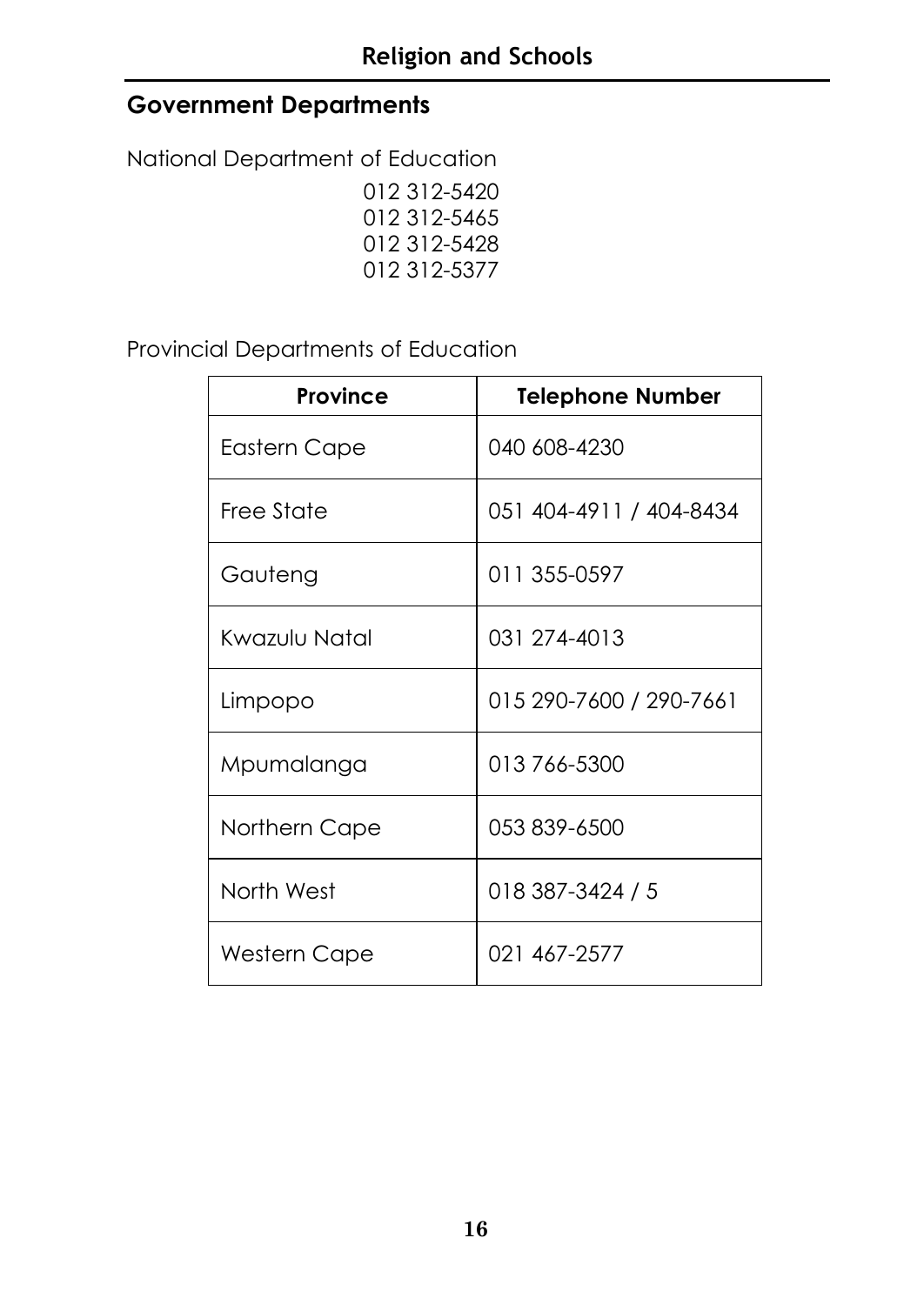## Government Departments

National Department of Education

012 312-5420
012 312-5465
012 312-5428
012 312-5377

Provincial Departments of Education

| Province | Telephone Number |
|---|---|
| Eastern Cape | 040 608-4230 |
| Free State | 051 404-4911 / 404-8434 |
| Gauteng | 011 355-0597 |
| Kwazulu Natal | 031 274-4013 |
| Limpopo | 015 290-7600 / 290-7661 |
| Mpumalanga | 013 766-5300 |
| Northern Cape | 053 839-6500 |
| North West | 018 387-3424 / 5 |
| Western Cape | 021 467-2577 |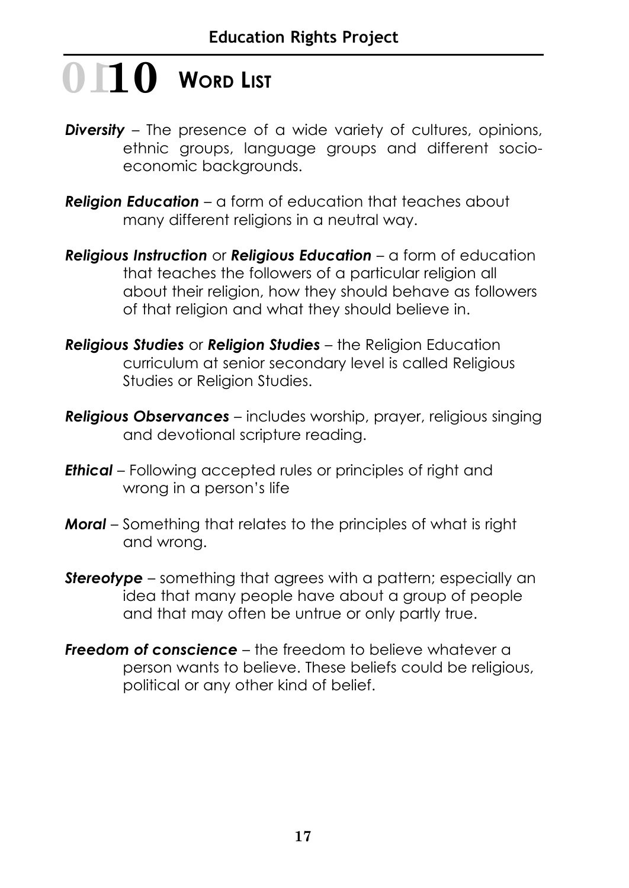# 10 Word List

***Diversity*** – The presence of a wide variety of cultures, opinions, ethnic groups, language groups and different socio-economic backgrounds.

***Religion Education*** – a form of education that teaches about many different religions in a neutral way.

***Religious Instruction*** or ***Religious Education*** – a form of education that teaches the followers of a particular religion all about their religion, how they should behave as followers of that religion and what they should believe in.

***Religious Studies*** or ***Religion Studies*** – the Religion Education curriculum at senior secondary level is called Religious Studies or Religion Studies.

***Religious Observances*** – includes worship, prayer, religious singing and devotional scripture reading.

***Ethical*** – Following accepted rules or principles of right and wrong in a person's life

***Moral*** – Something that relates to the principles of what is right and wrong.

***Stereotype*** – something that agrees with a pattern; especially an idea that many people have about a group of people and that may often be untrue or only partly true.

***Freedom of conscience*** – the freedom to believe whatever a person wants to believe. These beliefs could be religious, political or any other kind of belief.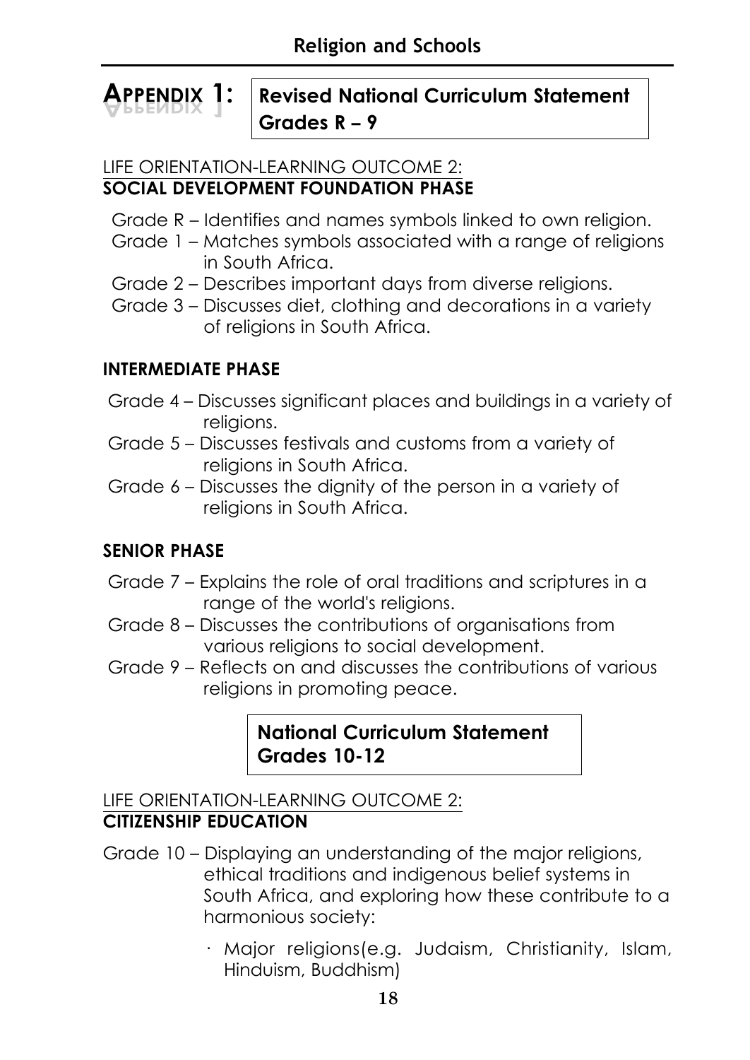# APPENDIX 1: Revised National Curriculum Statement Grades R – 9

LIFE ORIENTATION-LEARNING OUTCOME 2:
**SOCIAL DEVELOPMENT FOUNDATION PHASE**

- Grade R – Identifies and names symbols linked to own religion.
- Grade 1 – Matches symbols associated with a range of religions in South Africa.
- Grade 2 – Describes important days from diverse religions.
- Grade 3 – Discusses diet, clothing and decorations in a variety of religions in South Africa.

**INTERMEDIATE PHASE**

- Grade 4 – Discusses significant places and buildings in a variety of religions.
- Grade 5 – Discusses festivals and customs from a variety of religions in South Africa.
- Grade 6 – Discusses the dignity of the person in a variety of religions in South Africa.

**SENIOR PHASE**

- Grade 7 – Explains the role of oral traditions and scriptures in a range of the world's religions.
- Grade 8 – Discusses the contributions of organisations from various religions to social development.
- Grade 9 – Reflects on and discusses the contributions of various religions in promoting peace.

## National Curriculum Statement Grades 10-12

LIFE ORIENTATION-LEARNING OUTCOME 2:
**CITIZENSHIP EDUCATION**

Grade 10 – Displaying an understanding of the major religions, ethical traditions and indigenous belief systems in South Africa, and exploring how these contribute to a harmonious society:

- Major religions(e.g. Judaism, Christianity, Islam, Hinduism, Buddhism)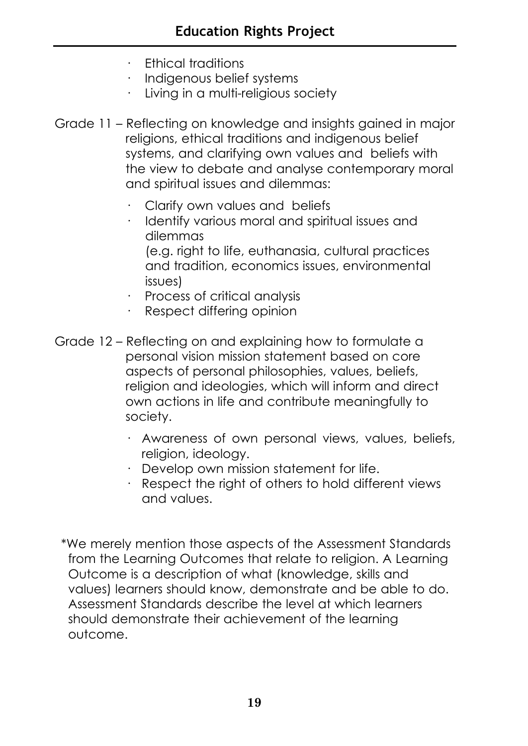- Ethical traditions
- Indigenous belief systems
- Living in a multi-religious society

Grade 11 – Reflecting on knowledge and insights gained in major religions, ethical traditions and indigenous belief systems, and clarifying own values and beliefs with the view to debate and analyse contemporary moral and spiritual issues and dilemmas:

- Clarify own values and beliefs
- Identify various moral and spiritual issues and dilemmas (e.g. right to life, euthanasia, cultural practices and tradition, economics issues, environmental issues)
- Process of critical analysis
- Respect differing opinion

Grade 12 – Reflecting on and explaining how to formulate a personal vision mission statement based on core aspects of personal philosophies, values, beliefs, religion and ideologies, which will inform and direct own actions in life and contribute meaningfully to society.

- Awareness of own personal views, values, beliefs, religion, ideology.
- Develop own mission statement for life.
- Respect the right of others to hold different views and values.

*We merely mention those aspects of the Assessment Standards from the Learning Outcomes that relate to religion. A Learning Outcome is a description of what (knowledge, skills and values) learners should know, demonstrate and be able to do. Assessment Standards describe the level at which learners should demonstrate their achievement of the learning outcome.